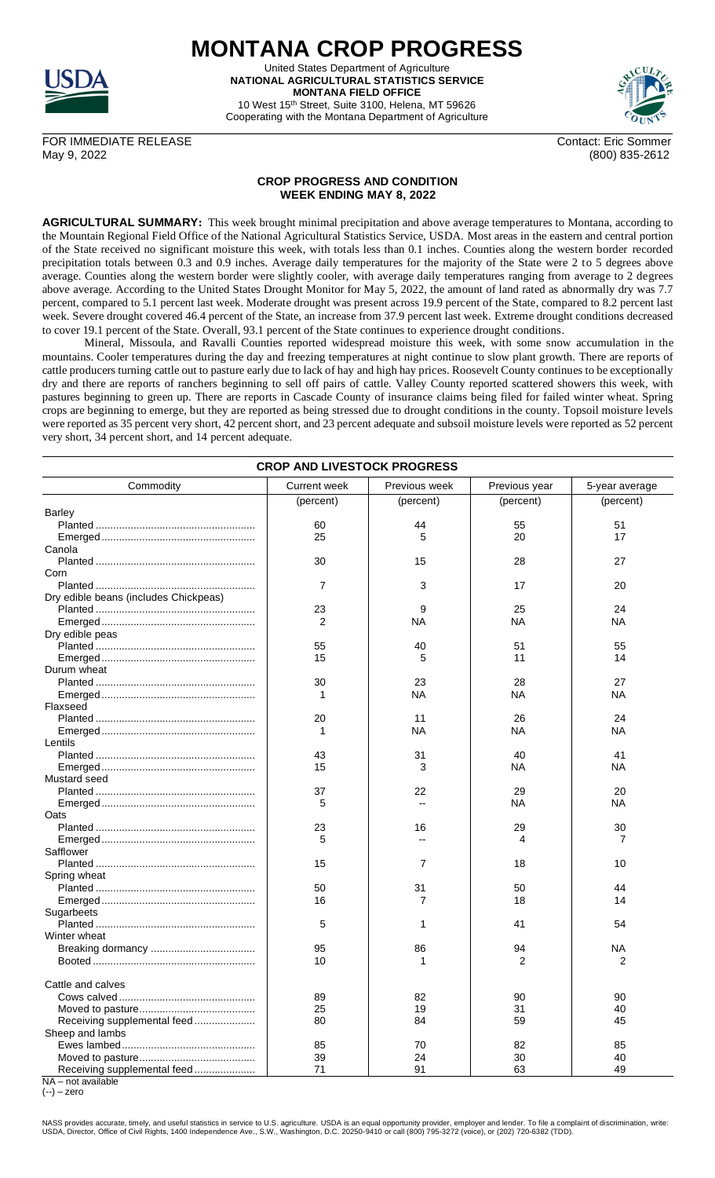# MONTANA CROP PROGRESS

United States Department of Agriculture
**NATIONAL AGRICULTURAL STATISTICS SERVICE**
**MONTANA FIELD OFFICE**
10 West 15th Street, Suite 3100, Helena, MT 59626
Cooperating with the Montana Department of Agriculture

FOR IMMEDIATE RELEASE
May 9, 2022

Contact: Eric Sommer
(800) 835-2612

## CROP PROGRESS AND CONDITION
## WEEK ENDING MAY 8, 2022

**AGRICULTURAL SUMMARY:** This week brought minimal precipitation and above average temperatures to Montana, according to the Mountain Regional Field Office of the National Agricultural Statistics Service, USDA. Most areas in the eastern and central portion of the State received no significant moisture this week, with totals less than 0.1 inches. Counties along the western border recorded precipitation totals between 0.3 and 0.9 inches. Average daily temperatures for the majority of the State were 2 to 5 degrees above average. Counties along the western border were slightly cooler, with average daily temperatures ranging from average to 2 degrees above average. According to the United States Drought Monitor for May 5, 2022, the amount of land rated as abnormally dry was 7.7 percent, compared to 5.1 percent last week. Moderate drought was present across 19.9 percent of the State, compared to 8.2 percent last week. Severe drought covered 46.4 percent of the State, an increase from 37.9 percent last week. Extreme drought conditions decreased to cover 19.1 percent of the State. Overall, 93.1 percent of the State continues to experience drought conditions.

Mineral, Missoula, and Ravalli Counties reported widespread moisture this week, with some snow accumulation in the mountains. Cooler temperatures during the day and freezing temperatures at night continue to slow plant growth. There are reports of cattle producers turning cattle out to pasture early due to lack of hay and high hay prices. Roosevelt County continues to be exceptionally dry and there are reports of ranchers beginning to sell off pairs of cattle. Valley County reported scattered showers this week, with pastures beginning to green up. There are reports in Cascade County of insurance claims being filed for failed winter wheat. Spring crops are beginning to emerge, but they are reported as being stressed due to drought conditions in the county. Topsoil moisture levels were reported as 35 percent very short, 42 percent short, and 23 percent adequate and subsoil moisture levels were reported as 52 percent very short, 34 percent short, and 14 percent adequate.

### CROP AND LIVESTOCK PROGRESS

| Commodity | Current week | Previous week | Previous year | 5-year average |
|---|---|---|---|---|
| | (percent) | (percent) | (percent) | (percent) |
| **Barley** | | | | |
| Planted | 60 | 44 | 55 | 51 |
| Emerged | 25 | 5 | 20 | 17 |
| **Canola** | | | | |
| Planted | 30 | 15 | 28 | 27 |
| **Corn** | | | | |
| Planted | 7 | 3 | 17 | 20 |
| **Dry edible beans (includes Chickpeas)** | | | | |
| Planted | 23 | 9 | 25 | 24 |
| Emerged | 2 | NA | NA | NA |
| **Dry edible peas** | | | | |
| Planted | 55 | 40 | 51 | 55 |
| Emerged | 15 | 5 | 11 | 14 |
| **Durum wheat** | | | | |
| Planted | 30 | 23 | 28 | 27 |
| Emerged | 1 | NA | NA | NA |
| **Flaxseed** | | | | |
| Planted | 20 | 11 | 26 | 24 |
| Emerged | 1 | NA | NA | NA |
| **Lentils** | | | | |
| Planted | 43 | 31 | 40 | 41 |
| Emerged | 15 | 3 | NA | NA |
| **Mustard seed** | | | | |
| Planted | 37 | 22 | 29 | 20 |
| Emerged | 5 | -- | NA | NA |
| **Oats** | | | | |
| Planted | 23 | 16 | 29 | 30 |
| Emerged | 5 | -- | 4 | 7 |
| **Safflower** | | | | |
| Planted | 15 | 7 | 18 | 10 |
| **Spring wheat** | | | | |
| Planted | 50 | 31 | 50 | 44 |
| Emerged | 16 | 7 | 18 | 14 |
| **Sugarbeets** | | | | |
| Planted | 5 | 1 | 41 | 54 |
| **Winter wheat** | | | | |
| Breaking dormancy | 95 | 86 | 94 | NA |
| Booted | 10 | 1 | 2 | 2 |
| **Cattle and calves** | | | | |
| Cows calved | 89 | 82 | 90 | 90 |
| Moved to pasture | 25 | 19 | 31 | 40 |
| Receiving supplemental feed | 80 | 84 | 59 | 45 |
| **Sheep and lambs** | | | | |
| Ewes lambed | 85 | 70 | 82 | 85 |
| Moved to pasture | 39 | 24 | 30 | 40 |
| Receiving supplemental feed | 71 | 91 | 63 | 49 |

NA – not available
(--) – zero

NASS provides accurate, timely, and useful statistics in service to U.S. agriculture. USDA is an equal opportunity provider, employer and lender. To file a complaint of discrimination, write: USDA, Director, Office of Civil Rights, 1400 Independence Ave., S.W., Washington, D.C. 20250-9410 or call (800) 795-3272 (voice), or (202) 720-6382 (TDD).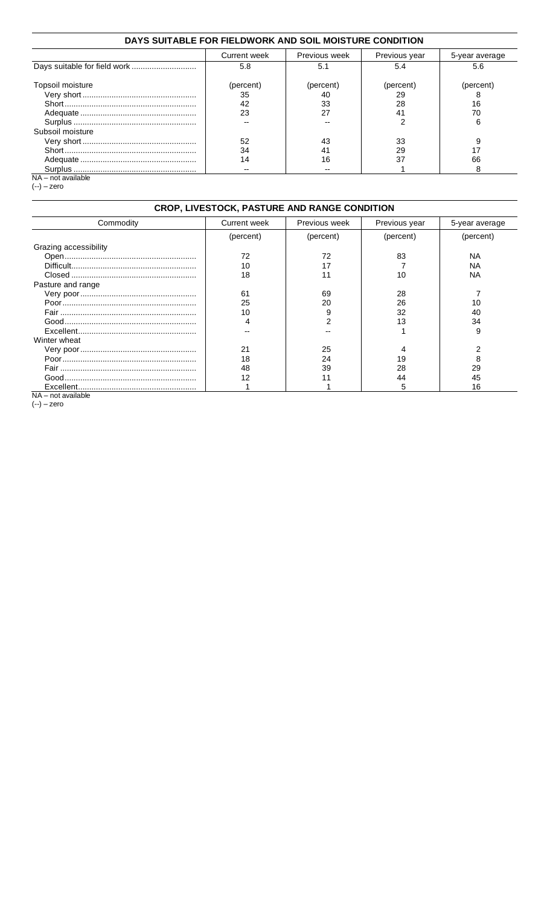## DAYS SUITABLE FOR FIELDWORK AND SOIL MOISTURE CONDITION

| | Current week | Previous week | Previous year | 5-year average |
|---|---|---|---|---|
| Days suitable for field work | 5.8 | 5.1 | 5.4 | 5.6 |
| Topsoil moisture | (percent) | (percent) | (percent) | (percent) |
| Very short | 35 | 40 | 29 | 8 |
| Short | 42 | 33 | 28 | 16 |
| Adequate | 23 | 27 | 41 | 70 |
| Surplus | -- | -- | 2 | 6 |
| Subsoil moisture | | | | |
| Very short | 52 | 43 | 33 | 9 |
| Short | 34 | 41 | 29 | 17 |
| Adequate | 14 | 16 | 37 | 66 |
| Surplus | -- | -- | 1 | 8 |

NA – not available
(--) – zero

## CROP, LIVESTOCK, PASTURE AND RANGE CONDITION

| Commodity | Current week | Previous week | Previous year | 5-year average |
|---|---|---|---|---|
| | (percent) | (percent) | (percent) | (percent) |
| Grazing accessibility | | | | |
| Open | 72 | 72 | 83 | NA |
| Difficult | 10 | 17 | 7 | NA |
| Closed | 18 | 11 | 10 | NA |
| Pasture and range | | | | |
| Very poor | 61 | 69 | 28 | 7 |
| Poor | 25 | 20 | 26 | 10 |
| Fair | 10 | 9 | 32 | 40 |
| Good | 4 | 2 | 13 | 34 |
| Excellent | -- | -- | 1 | 9 |
| Winter wheat | | | | |
| Very poor | 21 | 25 | 4 | 2 |
| Poor | 18 | 24 | 19 | 8 |
| Fair | 48 | 39 | 28 | 29 |
| Good | 12 | 11 | 44 | 45 |
| Excellent | 1 | 1 | 5 | 16 |

NA – not available
(--) – zero